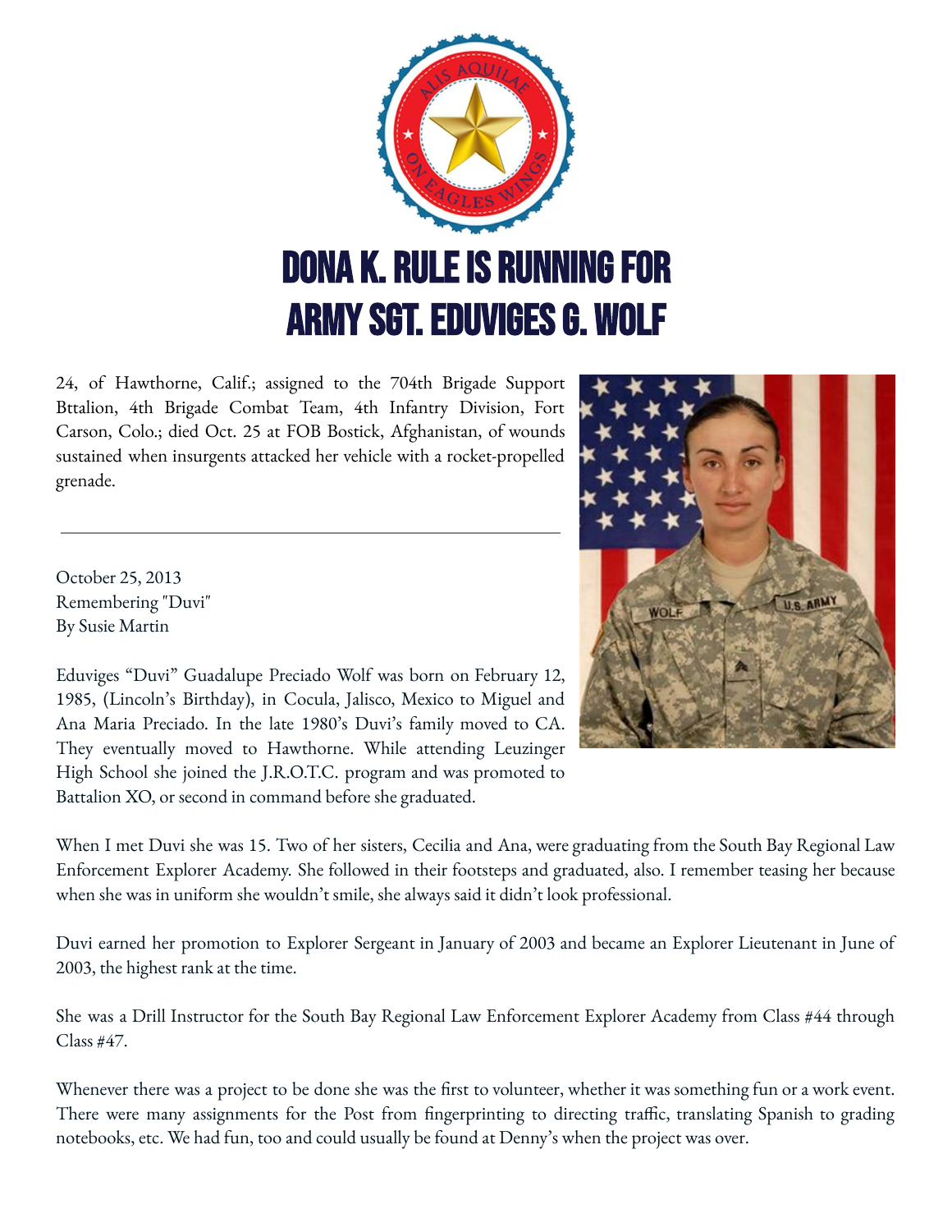# DONA K. RULE IS RUNNING FOR ARMY SGT. EDUVIGES G. WOLF

24, of Hawthorne, Calif.; assigned to the 704th Brigade Support Bttalion, 4th Brigade Combat Team, 4th Infantry Division, Fort Carson, Colo.; died Oct. 25 at FOB Bostick, Afghanistan, of wounds sustained when insurgents attacked her vehicle with a rocket-propelled grenade.

---

October 25, 2013
Remembering "Duvi"
By Susie Martin

Eduviges "Duvi" Guadalupe Preciado Wolf was born on February 12, 1985, (Lincoln's Birthday), in Cocula, Jalisco, Mexico to Miguel and Ana Maria Preciado. In the late 1980's Duvi's family moved to CA. They eventually moved to Hawthorne. While attending Leuzinger High School she joined the J.R.O.T.C. program and was promoted to Battalion XO, or second in command before she graduated.

When I met Duvi she was 15. Two of her sisters, Cecilia and Ana, were graduating from the South Bay Regional Law Enforcement Explorer Academy. She followed in their footsteps and graduated, also. I remember teasing her because when she was in uniform she wouldn't smile, she always said it didn't look professional.

Duvi earned her promotion to Explorer Sergeant in January of 2003 and became an Explorer Lieutenant in June of 2003, the highest rank at the time.

She was a Drill Instructor for the South Bay Regional Law Enforcement Explorer Academy from Class #44 through Class #47.

Whenever there was a project to be done she was the first to volunteer, whether it was something fun or a work event. There were many assignments for the Post from fingerprinting to directing traffic, translating Spanish to grading notebooks, etc. We had fun, too and could usually be found at Denny's when the project was over.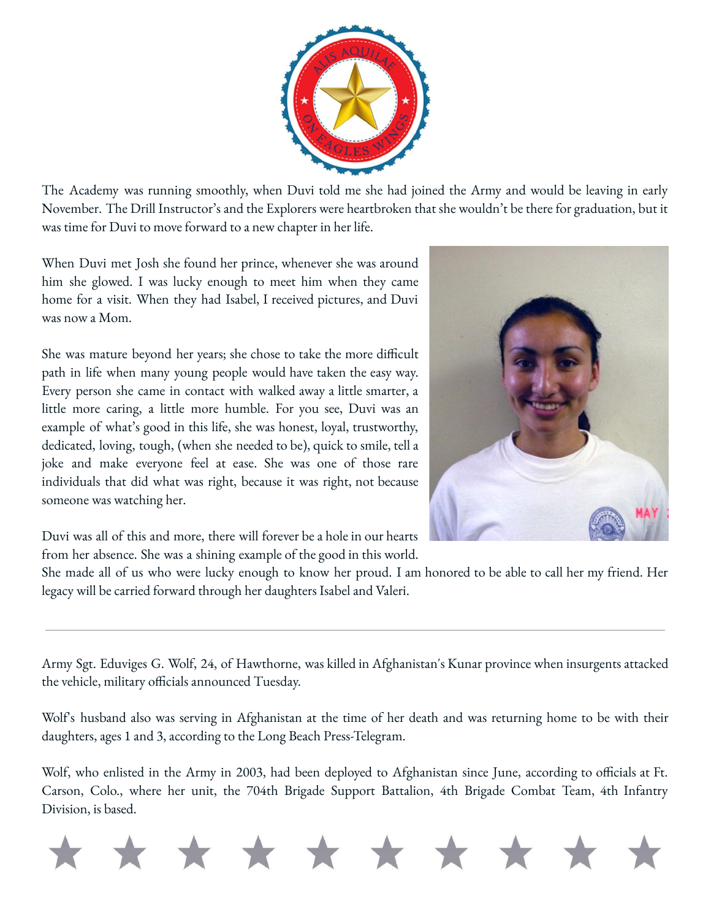The Academy was running smoothly, when Duvi told me she had joined the Army and would be leaving in early November. The Drill Instructor's and the Explorers were heartbroken that she wouldn't be there for graduation, but it was time for Duvi to move forward to a new chapter in her life.

When Duvi met Josh she found her prince, whenever she was around him she glowed. I was lucky enough to meet him when they came home for a visit. When they had Isabel, I received pictures, and Duvi was now a Mom.

She was mature beyond her years; she chose to take the more difficult path in life when many young people would have taken the easy way. Every person she came in contact with walked away a little smarter, a little more caring, a little more humble. For you see, Duvi was an example of what's good in this life, she was honest, loyal, trustworthy, dedicated, loving, tough, (when she needed to be), quick to smile, tell a joke and make everyone feel at ease. She was one of those rare individuals that did what was right, because it was right, not because someone was watching her.

Duvi was all of this and more, there will forever be a hole in our hearts from her absence. She was a shining example of the good in this world. She made all of us who were lucky enough to know her proud. I am honored to be able to call her my friend. Her legacy will be carried forward through her daughters Isabel and Valeri.

---

Army Sgt. Eduviges G. Wolf, 24, of Hawthorne, was killed in Afghanistan's Kunar province when insurgents attacked the vehicle, military officials announced Tuesday.

Wolf's husband also was serving in Afghanistan at the time of her death and was returning home to be with their daughters, ages 1 and 3, according to the Long Beach Press-Telegram.

Wolf, who enlisted in the Army in 2003, had been deployed to Afghanistan since June, according to officials at Ft. Carson, Colo., where her unit, the 704th Brigade Support Battalion, 4th Brigade Combat Team, 4th Infantry Division, is based.